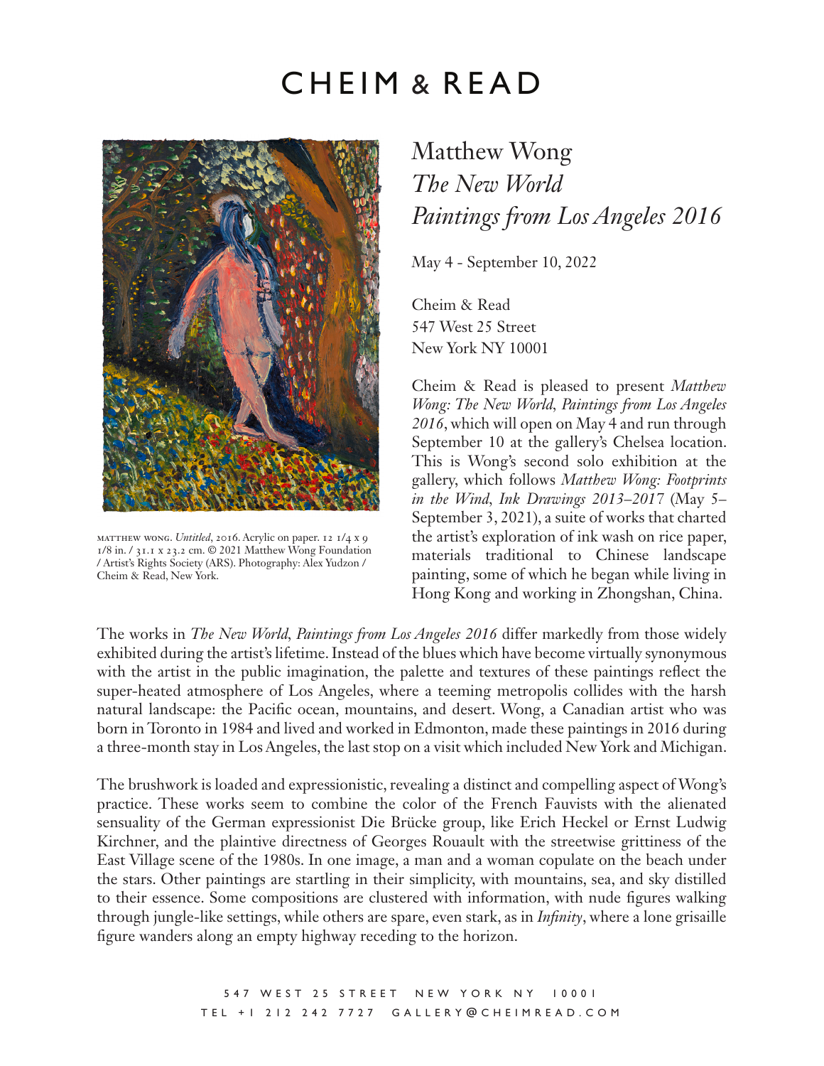# CHEIM & READ

## Matthew Wong
## *The New World*
## *Paintings from Los Angeles 2016*

May 4 - September 10, 2022

Cheim & Read
547 West 25 Street
New York NY 10001

MATTHEW WONG. *Untitled*, 2016. Acrylic on paper. 12 1/4 x 9 1/8 in. / 31.1 x 23.2 cm. © 2021 Matthew Wong Foundation / Artist's Rights Society (ARS). Photography: Alex Yudzon / Cheim & Read, New York.

Cheim & Read is pleased to present *Matthew Wong: The New World, Paintings from Los Angeles 2016*, which will open on May 4 and run through September 10 at the gallery's Chelsea location. This is Wong's second solo exhibition at the gallery, which follows *Matthew Wong: Footprints in the Wind, Ink Drawings 2013–2017* (May 5–September 3, 2021), a suite of works that charted the artist's exploration of ink wash on rice paper, materials traditional to Chinese landscape painting, some of which he began while living in Hong Kong and working in Zhongshan, China.

The works in *The New World, Paintings from Los Angeles 2016* differ markedly from those widely exhibited during the artist's lifetime. Instead of the blues which have become virtually synonymous with the artist in the public imagination, the palette and textures of these paintings reflect the super-heated atmosphere of Los Angeles, where a teeming metropolis collides with the harsh natural landscape: the Pacific ocean, mountains, and desert. Wong, a Canadian artist who was born in Toronto in 1984 and lived and worked in Edmonton, made these paintings in 2016 during a three-month stay in Los Angeles, the last stop on a visit which included New York and Michigan.

The brushwork is loaded and expressionistic, revealing a distinct and compelling aspect of Wong's practice. These works seem to combine the color of the French Fauvists with the alienated sensuality of the German expressionist Die Brücke group, like Erich Heckel or Ernst Ludwig Kirchner, and the plaintive directness of Georges Rouault with the streetwise grittiness of the East Village scene of the 1980s. In one image, a man and a woman copulate on the beach under the stars. Other paintings are startling in their simplicity, with mountains, sea, and sky distilled to their essence. Some compositions are clustered with information, with nude figures walking through jungle-like settings, while others are spare, even stark, as in *Infinity*, where a lone grisaille figure wanders along an empty highway receding to the horizon.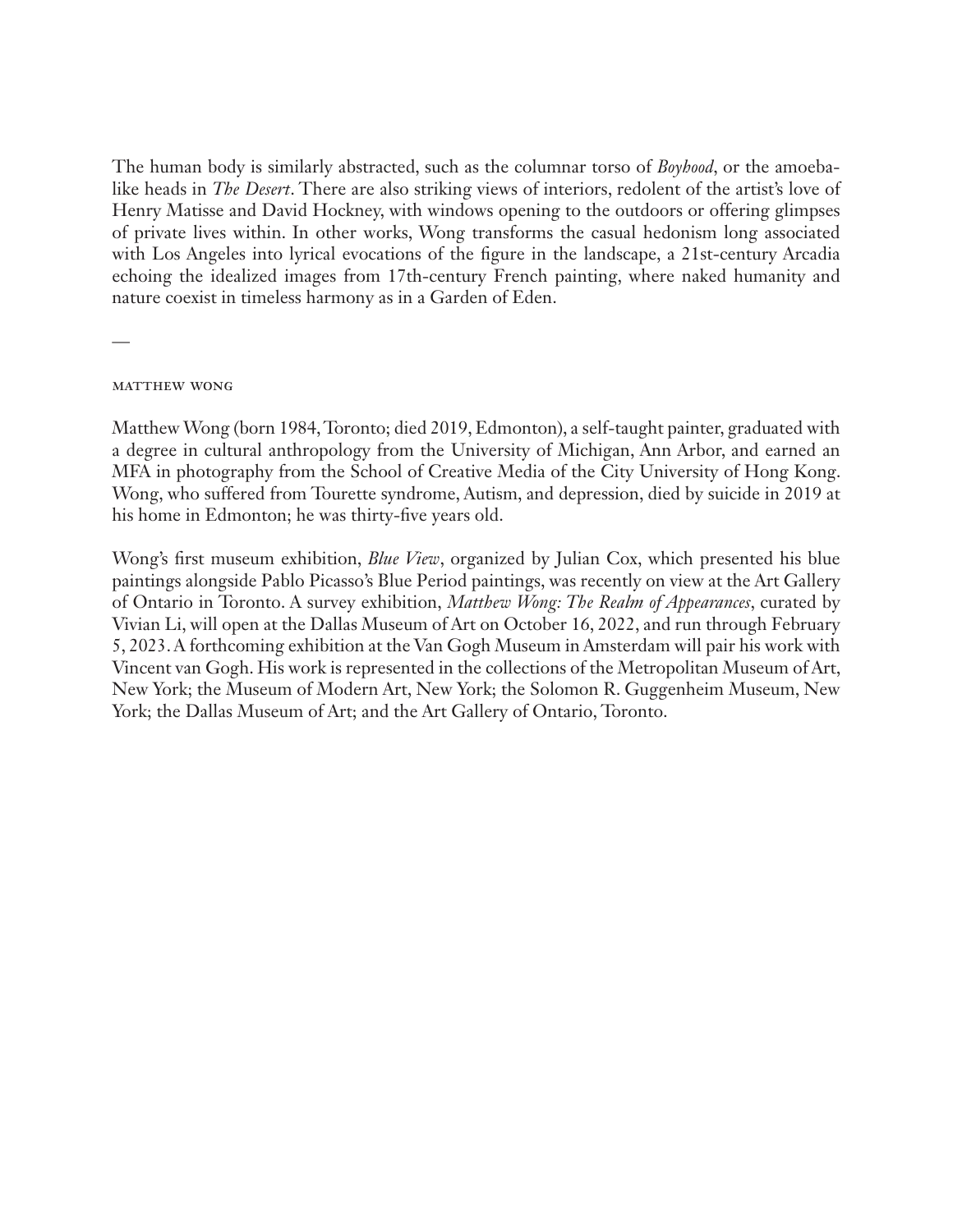The human body is similarly abstracted, such as the columnar torso of *Boyhood*, or the amoeba-like heads in *The Desert*. There are also striking views of interiors, redolent of the artist's love of Henry Matisse and David Hockney, with windows opening to the outdoors or offering glimpses of private lives within. In other works, Wong transforms the casual hedonism long associated with Los Angeles into lyrical evocations of the figure in the landscape, a 21st-century Arcadia echoing the idealized images from 17th-century French painting, where naked humanity and nature coexist in timeless harmony as in a Garden of Eden.

—

MATTHEW WONG

Matthew Wong (born 1984, Toronto; died 2019, Edmonton), a self-taught painter, graduated with a degree in cultural anthropology from the University of Michigan, Ann Arbor, and earned an MFA in photography from the School of Creative Media of the City University of Hong Kong. Wong, who suffered from Tourette syndrome, Autism, and depression, died by suicide in 2019 at his home in Edmonton; he was thirty-five years old.

Wong's first museum exhibition, *Blue View*, organized by Julian Cox, which presented his blue paintings alongside Pablo Picasso's Blue Period paintings, was recently on view at the Art Gallery of Ontario in Toronto. A survey exhibition, *Matthew Wong: The Realm of Appearances*, curated by Vivian Li, will open at the Dallas Museum of Art on October 16, 2022, and run through February 5, 2023. A forthcoming exhibition at the Van Gogh Museum in Amsterdam will pair his work with Vincent van Gogh. His work is represented in the collections of the Metropolitan Museum of Art, New York; the Museum of Modern Art, New York; the Solomon R. Guggenheim Museum, New York; the Dallas Museum of Art; and the Art Gallery of Ontario, Toronto.